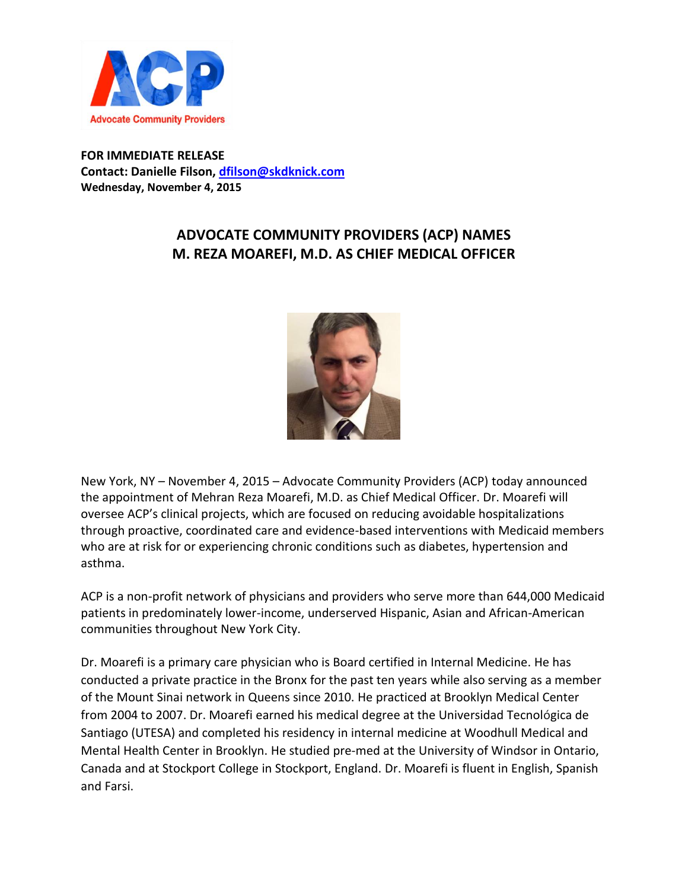Advocate Community Providers

**FOR IMMEDIATE RELEASE**
**Contact: Danielle Filson, dfilson@skdknick.com**
**Wednesday, November 4, 2015**

# ADVOCATE COMMUNITY PROVIDERS (ACP) NAMES M. REZA MOAREFI, M.D. AS CHIEF MEDICAL OFFICER

New York, NY – November 4, 2015 – Advocate Community Providers (ACP) today announced the appointment of Mehran Reza Moarefi, M.D. as Chief Medical Officer. Dr. Moarefi will oversee ACP's clinical projects, which are focused on reducing avoidable hospitalizations through proactive, coordinated care and evidence-based interventions with Medicaid members who are at risk for or experiencing chronic conditions such as diabetes, hypertension and asthma.

ACP is a non-profit network of physicians and providers who serve more than 644,000 Medicaid patients in predominately lower-income, underserved Hispanic, Asian and African-American communities throughout New York City.

Dr. Moarefi is a primary care physician who is Board certified in Internal Medicine. He has conducted a private practice in the Bronx for the past ten years while also serving as a member of the Mount Sinai network in Queens since 2010. He practiced at Brooklyn Medical Center from 2004 to 2007. Dr. Moarefi earned his medical degree at the Universidad Tecnológica de Santiago (UTESA) and completed his residency in internal medicine at Woodhull Medical and Mental Health Center in Brooklyn. He studied pre-med at the University of Windsor in Ontario, Canada and at Stockport College in Stockport, England. Dr. Moarefi is fluent in English, Spanish and Farsi.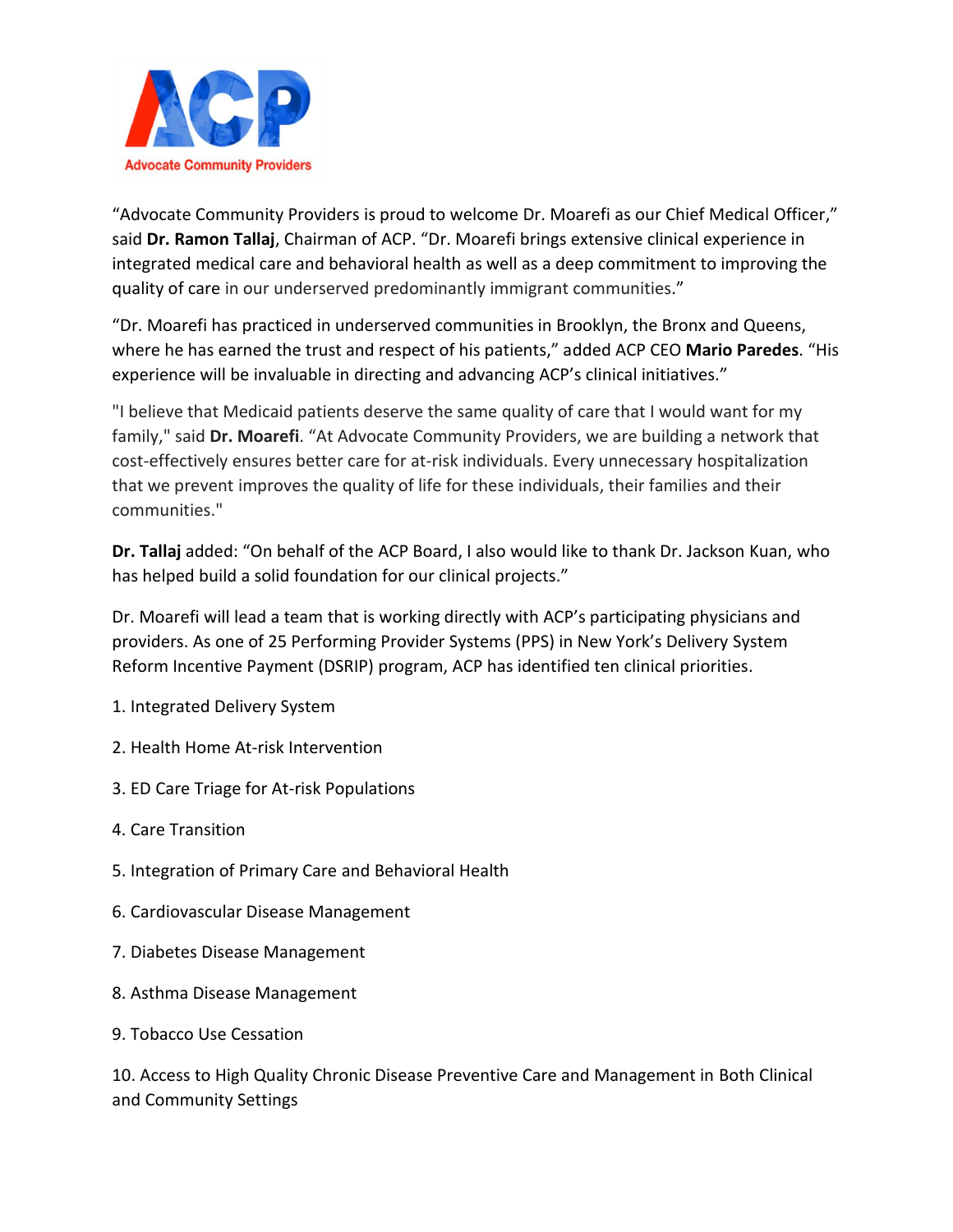"Advocate Community Providers is proud to welcome Dr. Moarefi as our Chief Medical Officer," said **Dr. Ramon Tallaj**, Chairman of ACP. "Dr. Moarefi brings extensive clinical experience in integrated medical care and behavioral health as well as a deep commitment to improving the quality of care in our underserved predominantly immigrant communities."

"Dr. Moarefi has practiced in underserved communities in Brooklyn, the Bronx and Queens, where he has earned the trust and respect of his patients," added ACP CEO **Mario Paredes**. "His experience will be invaluable in directing and advancing ACP's clinical initiatives."

"I believe that Medicaid patients deserve the same quality of care that I would want for my family," said **Dr. Moarefi**. "At Advocate Community Providers, we are building a network that cost-effectively ensures better care for at-risk individuals. Every unnecessary hospitalization that we prevent improves the quality of life for these individuals, their families and their communities."

**Dr. Tallaj** added: "On behalf of the ACP Board, I also would like to thank Dr. Jackson Kuan, who has helped build a solid foundation for our clinical projects."

Dr. Moarefi will lead a team that is working directly with ACP's participating physicians and providers. As one of 25 Performing Provider Systems (PPS) in New York's Delivery System Reform Incentive Payment (DSRIP) program, ACP has identified ten clinical priorities.

1. Integrated Delivery System
2. Health Home At-risk Intervention
3. ED Care Triage for At-risk Populations
4. Care Transition
5. Integration of Primary Care and Behavioral Health
6. Cardiovascular Disease Management
7. Diabetes Disease Management
8. Asthma Disease Management
9. Tobacco Use Cessation
10. Access to High Quality Chronic Disease Preventive Care and Management in Both Clinical and Community Settings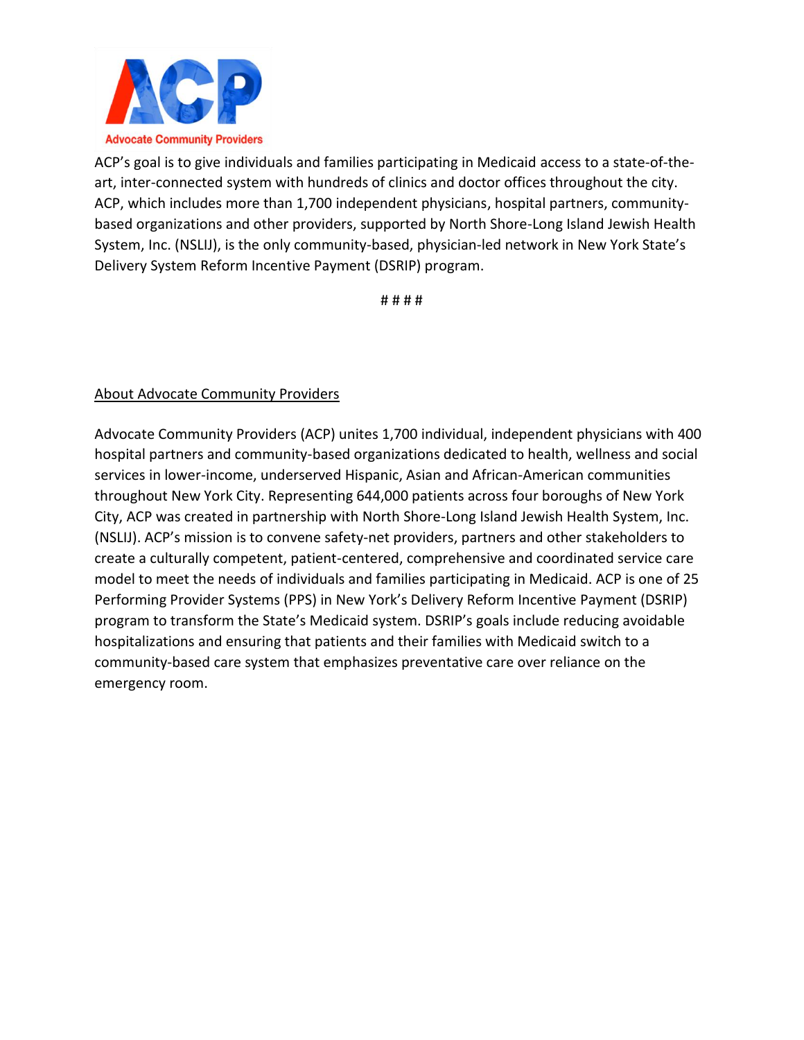Advocate Community Providers

ACP's goal is to give individuals and families participating in Medicaid access to a state-of-the-art, inter-connected system with hundreds of clinics and doctor offices throughout the city. ACP, which includes more than 1,700 independent physicians, hospital partners, community-based organizations and other providers, supported by North Shore-Long Island Jewish Health System, Inc. (NSLIJ), is the only community-based, physician-led network in New York State's Delivery System Reform Incentive Payment (DSRIP) program.

# # # #

<u>About Advocate Community Providers</u>

Advocate Community Providers (ACP) unites 1,700 individual, independent physicians with 400 hospital partners and community-based organizations dedicated to health, wellness and social services in lower-income, underserved Hispanic, Asian and African-American communities throughout New York City. Representing 644,000 patients across four boroughs of New York City, ACP was created in partnership with North Shore-Long Island Jewish Health System, Inc. (NSLIJ). ACP's mission is to convene safety-net providers, partners and other stakeholders to create a culturally competent, patient-centered, comprehensive and coordinated service care model to meet the needs of individuals and families participating in Medicaid. ACP is one of 25 Performing Provider Systems (PPS) in New York's Delivery Reform Incentive Payment (DSRIP) program to transform the State's Medicaid system. DSRIP's goals include reducing avoidable hospitalizations and ensuring that patients and their families with Medicaid switch to a community-based care system that emphasizes preventative care over reliance on the emergency room.